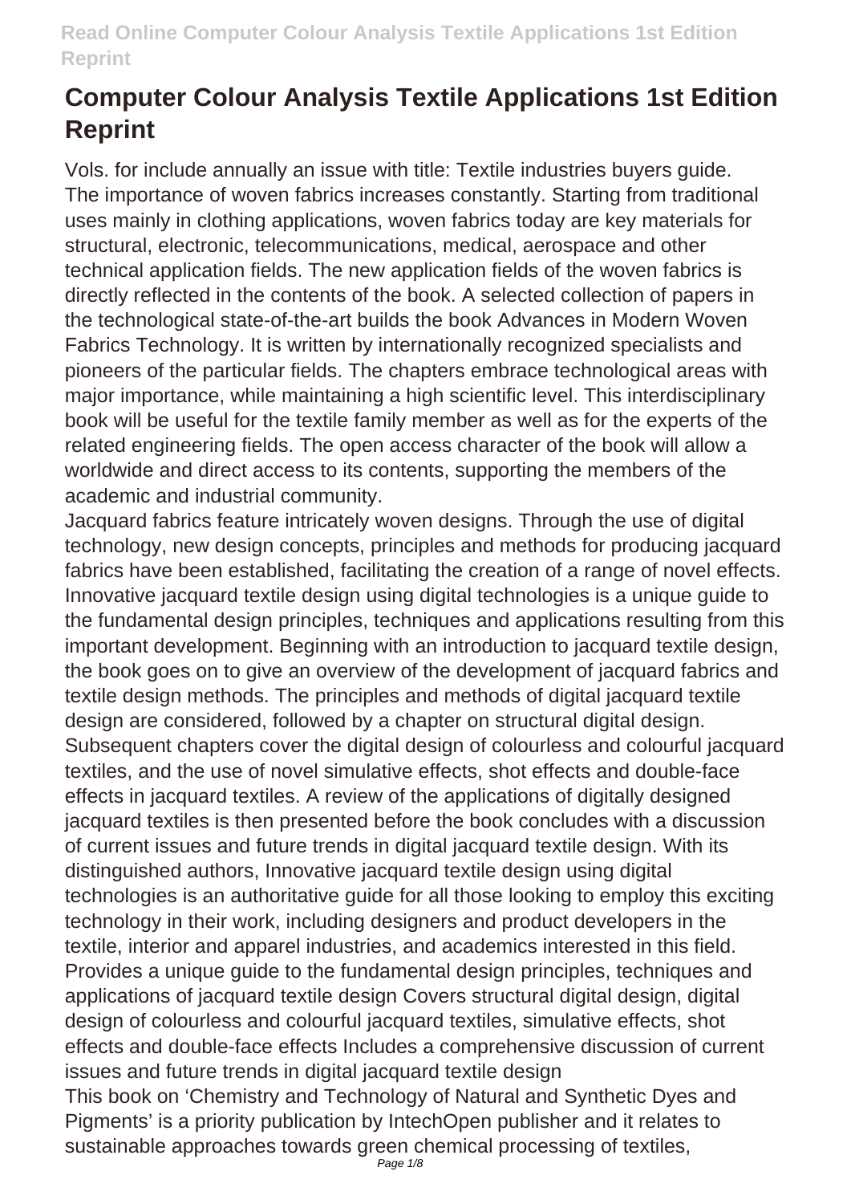# Computer Colour Analysis Textile Applications 1st Edition Reprint

Vols. for include annually an issue with title: Textile industries buyers guide.

The importance of woven fabrics increases constantly. Starting from traditional uses mainly in clothing applications, woven fabrics today are key materials for structural, electronic, telecommunications, medical, aerospace and other technical application fields. The new application fields of the woven fabrics is directly reflected in the contents of the book. A selected collection of papers in the technological state-of-the-art builds the book Advances in Modern Woven Fabrics Technology. It is written by internationally recognized specialists and pioneers of the particular fields. The chapters embrace technological areas with major importance, while maintaining a high scientific level. This interdisciplinary book will be useful for the textile family member as well as for the experts of the related engineering fields. The open access character of the book will allow a worldwide and direct access to its contents, supporting the members of the academic and industrial community.

Jacquard fabrics feature intricately woven designs. Through the use of digital technology, new design concepts, principles and methods for producing jacquard fabrics have been established, facilitating the creation of a range of novel effects. Innovative jacquard textile design using digital technologies is a unique guide to the fundamental design principles, techniques and applications resulting from this important development. Beginning with an introduction to jacquard textile design, the book goes on to give an overview of the development of jacquard fabrics and textile design methods. The principles and methods of digital jacquard textile design are considered, followed by a chapter on structural digital design. Subsequent chapters cover the digital design of colourless and colourful jacquard textiles, and the use of novel simulative effects, shot effects and double-face effects in jacquard textiles. A review of the applications of digitally designed jacquard textiles is then presented before the book concludes with a discussion of current issues and future trends in digital jacquard textile design. With its distinguished authors, Innovative jacquard textile design using digital technologies is an authoritative guide for all those looking to employ this exciting technology in their work, including designers and product developers in the textile, interior and apparel industries, and academics interested in this field. Provides a unique guide to the fundamental design principles, techniques and applications of jacquard textile design Covers structural digital design, digital design of colourless and colourful jacquard textiles, simulative effects, shot effects and double-face effects Includes a comprehensive discussion of current issues and future trends in digital jacquard textile design

This book on 'Chemistry and Technology of Natural and Synthetic Dyes and Pigments' is a priority publication by IntechOpen publisher and it relates to sustainable approaches towards green chemical processing of textiles,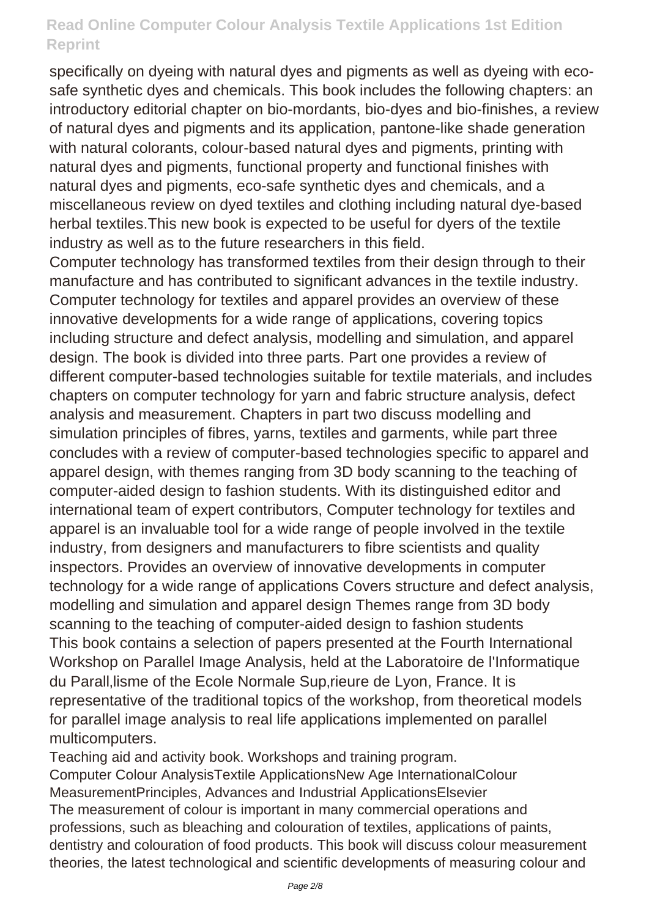specifically on dyeing with natural dyes and pigments as well as dyeing with eco-safe synthetic dyes and chemicals. This book includes the following chapters: an introductory editorial chapter on bio-mordants, bio-dyes and bio-finishes, a review of natural dyes and pigments and its application, pantone-like shade generation with natural colorants, colour-based natural dyes and pigments, printing with natural dyes and pigments, functional property and functional finishes with natural dyes and pigments, eco-safe synthetic dyes and chemicals, and a miscellaneous review on dyed textiles and clothing including natural dye-based herbal textiles.This new book is expected to be useful for dyers of the textile industry as well as to the future researchers in this field.

Computer technology has transformed textiles from their design through to their manufacture and has contributed to significant advances in the textile industry. Computer technology for textiles and apparel provides an overview of these innovative developments for a wide range of applications, covering topics including structure and defect analysis, modelling and simulation, and apparel design. The book is divided into three parts. Part one provides a review of different computer-based technologies suitable for textile materials, and includes chapters on computer technology for yarn and fabric structure analysis, defect analysis and measurement. Chapters in part two discuss modelling and simulation principles of fibres, yarns, textiles and garments, while part three concludes with a review of computer-based technologies specific to apparel and apparel design, with themes ranging from 3D body scanning to the teaching of computer-aided design to fashion students. With its distinguished editor and international team of expert contributors, Computer technology for textiles and apparel is an invaluable tool for a wide range of people involved in the textile industry, from designers and manufacturers to fibre scientists and quality inspectors. Provides an overview of innovative developments in computer technology for a wide range of applications Covers structure and defect analysis, modelling and simulation and apparel design Themes range from 3D body scanning to the teaching of computer-aided design to fashion students

This book contains a selection of papers presented at the Fourth International Workshop on Parallel Image Analysis, held at the Laboratoire de l'Informatique du Parall,lisme of the Ecole Normale Sup,rieure de Lyon, France. It is representative of the traditional topics of the workshop, from theoretical models for parallel image analysis to real life applications implemented on parallel multicomputers.

Teaching aid and activity book. Workshops and training program.

Computer Colour AnalysisTextile ApplicationsNew Age InternationalColour MeasurementPrinciples, Advances and Industrial ApplicationsElsevier

The measurement of colour is important in many commercial operations and professions, such as bleaching and colouration of textiles, applications of paints, dentistry and colouration of food products. This book will discuss colour measurement theories, the latest technological and scientific developments of measuring colour and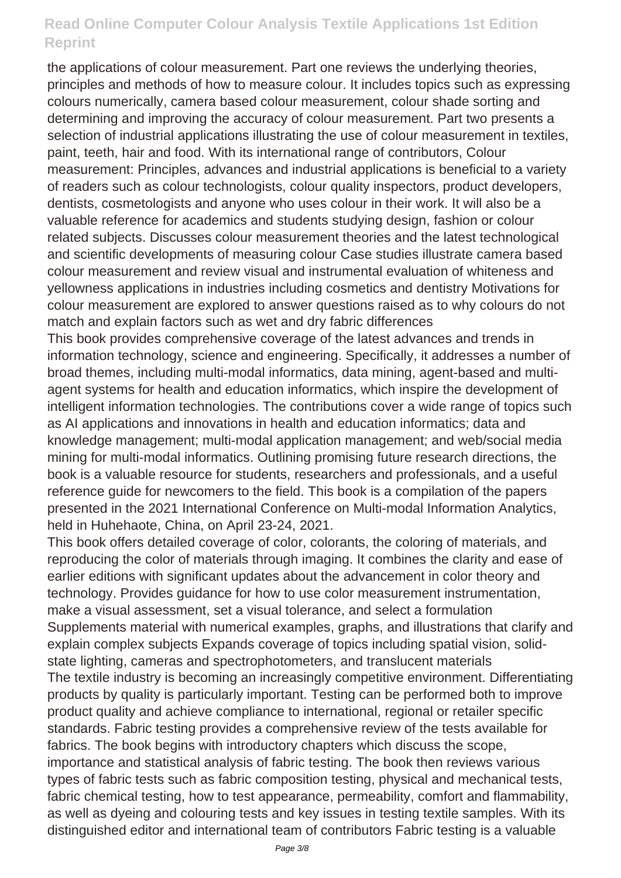the applications of colour measurement. Part one reviews the underlying theories, principles and methods of how to measure colour. It includes topics such as expressing colours numerically, camera based colour measurement, colour shade sorting and determining and improving the accuracy of colour measurement. Part two presents a selection of industrial applications illustrating the use of colour measurement in textiles, paint, teeth, hair and food. With its international range of contributors, Colour measurement: Principles, advances and industrial applications is beneficial to a variety of readers such as colour technologists, colour quality inspectors, product developers, dentists, cosmetologists and anyone who uses colour in their work. It will also be a valuable reference for academics and students studying design, fashion or colour related subjects. Discusses colour measurement theories and the latest technological and scientific developments of measuring colour Case studies illustrate camera based colour measurement and review visual and instrumental evaluation of whiteness and yellowness applications in industries including cosmetics and dentistry Motivations for colour measurement are explored to answer questions raised as to why colours do not match and explain factors such as wet and dry fabric differences

This book provides comprehensive coverage of the latest advances and trends in information technology, science and engineering. Specifically, it addresses a number of broad themes, including multi-modal informatics, data mining, agent-based and multi-agent systems for health and education informatics, which inspire the development of intelligent information technologies. The contributions cover a wide range of topics such as AI applications and innovations in health and education informatics; data and knowledge management; multi-modal application management; and web/social media mining for multi-modal informatics. Outlining promising future research directions, the book is a valuable resource for students, researchers and professionals, and a useful reference guide for newcomers to the field. This book is a compilation of the papers presented in the 2021 International Conference on Multi-modal Information Analytics, held in Huhehaote, China, on April 23-24, 2021.

This book offers detailed coverage of color, colorants, the coloring of materials, and reproducing the color of materials through imaging. It combines the clarity and ease of earlier editions with significant updates about the advancement in color theory and technology. Provides guidance for how to use color measurement instrumentation, make a visual assessment, set a visual tolerance, and select a formulation Supplements material with numerical examples, graphs, and illustrations that clarify and explain complex subjects Expands coverage of topics including spatial vision, solid-state lighting, cameras and spectrophotometers, and translucent materials

The textile industry is becoming an increasingly competitive environment. Differentiating products by quality is particularly important. Testing can be performed both to improve product quality and achieve compliance to international, regional or retailer specific standards. Fabric testing provides a comprehensive review of the tests available for fabrics. The book begins with introductory chapters which discuss the scope, importance and statistical analysis of fabric testing. The book then reviews various types of fabric tests such as fabric composition testing, physical and mechanical tests, fabric chemical testing, how to test appearance, permeability, comfort and flammability, as well as dyeing and colouring tests and key issues in testing textile samples. With its distinguished editor and international team of contributors Fabric testing is a valuable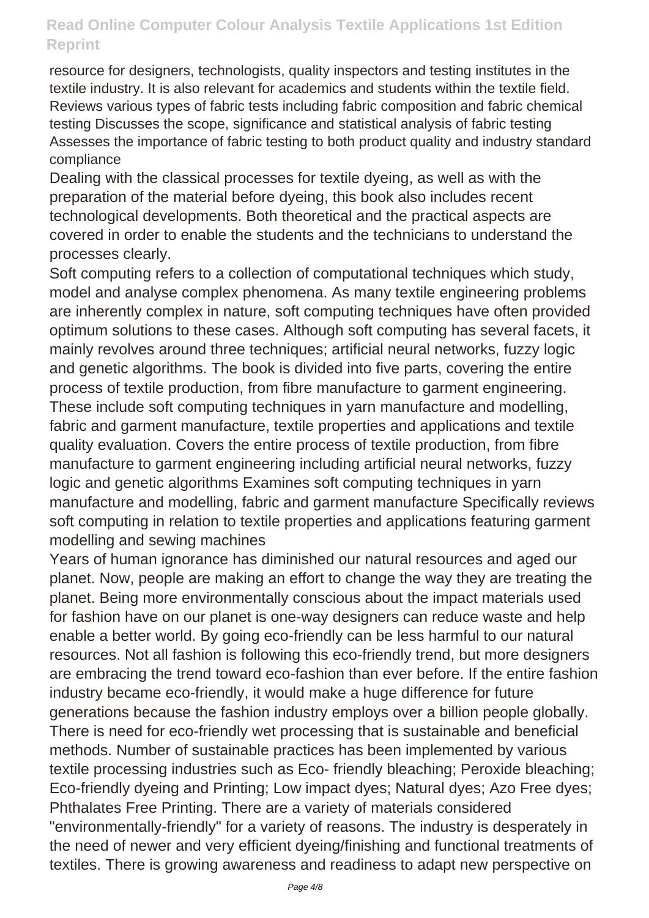resource for designers, technologists, quality inspectors and testing institutes in the textile industry. It is also relevant for academics and students within the textile field. Reviews various types of fabric tests including fabric composition and fabric chemical testing Discusses the scope, significance and statistical analysis of fabric testing Assesses the importance of fabric testing to both product quality and industry standard compliance

Dealing with the classical processes for textile dyeing, as well as with the preparation of the material before dyeing, this book also includes recent technological developments. Both theoretical and the practical aspects are covered in order to enable the students and the technicians to understand the processes clearly.

Soft computing refers to a collection of computational techniques which study, model and analyse complex phenomena. As many textile engineering problems are inherently complex in nature, soft computing techniques have often provided optimum solutions to these cases. Although soft computing has several facets, it mainly revolves around three techniques; artificial neural networks, fuzzy logic and genetic algorithms. The book is divided into five parts, covering the entire process of textile production, from fibre manufacture to garment engineering. These include soft computing techniques in yarn manufacture and modelling, fabric and garment manufacture, textile properties and applications and textile quality evaluation. Covers the entire process of textile production, from fibre manufacture to garment engineering including artificial neural networks, fuzzy logic and genetic algorithms Examines soft computing techniques in yarn manufacture and modelling, fabric and garment manufacture Specifically reviews soft computing in relation to textile properties and applications featuring garment modelling and sewing machines

Years of human ignorance has diminished our natural resources and aged our planet. Now, people are making an effort to change the way they are treating the planet. Being more environmentally conscious about the impact materials used for fashion have on our planet is one-way designers can reduce waste and help enable a better world. By going eco-friendly can be less harmful to our natural resources. Not all fashion is following this eco-friendly trend, but more designers are embracing the trend toward eco-fashion than ever before. If the entire fashion industry became eco-friendly, it would make a huge difference for future generations because the fashion industry employs over a billion people globally. There is need for eco-friendly wet processing that is sustainable and beneficial methods. Number of sustainable practices has been implemented by various textile processing industries such as Eco- friendly bleaching; Peroxide bleaching; Eco-friendly dyeing and Printing; Low impact dyes; Natural dyes; Azo Free dyes; Phthalates Free Printing. There are a variety of materials considered "environmentally-friendly" for a variety of reasons. The industry is desperately in the need of newer and very efficient dyeing/finishing and functional treatments of textiles. There is growing awareness and readiness to adapt new perspective on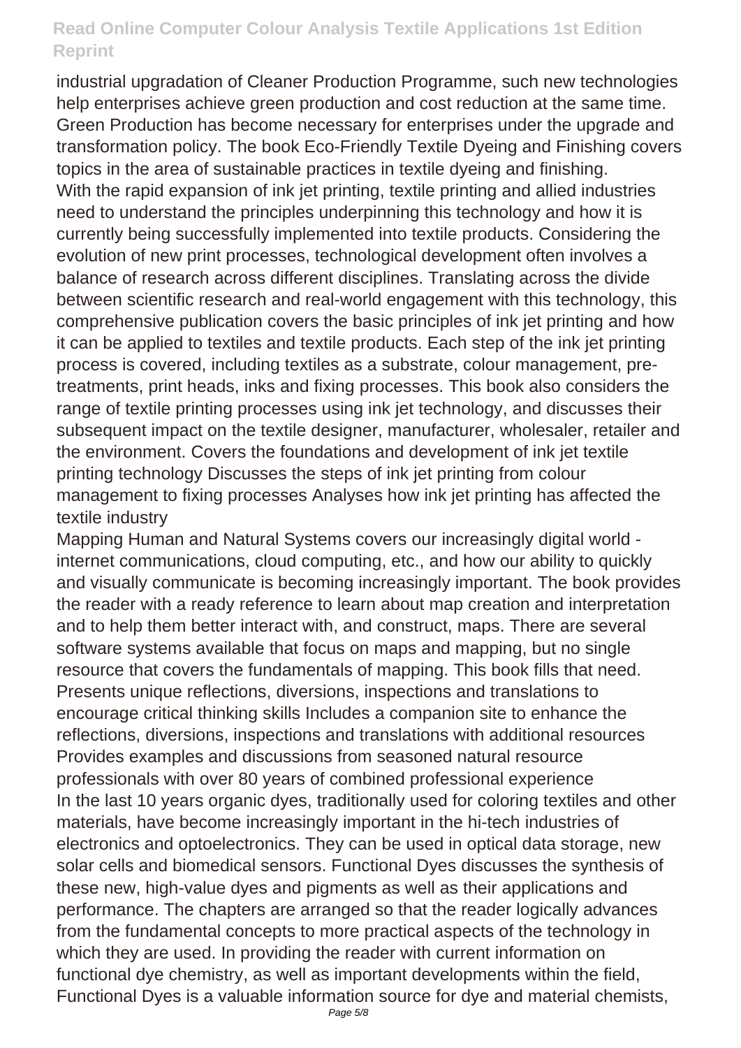industrial upgradation of Cleaner Production Programme, such new technologies help enterprises achieve green production and cost reduction at the same time. Green Production has become necessary for enterprises under the upgrade and transformation policy. The book Eco-Friendly Textile Dyeing and Finishing covers topics in the area of sustainable practices in textile dyeing and finishing.

With the rapid expansion of ink jet printing, textile printing and allied industries need to understand the principles underpinning this technology and how it is currently being successfully implemented into textile products. Considering the evolution of new print processes, technological development often involves a balance of research across different disciplines. Translating across the divide between scientific research and real-world engagement with this technology, this comprehensive publication covers the basic principles of ink jet printing and how it can be applied to textiles and textile products. Each step of the ink jet printing process is covered, including textiles as a substrate, colour management, pre-treatments, print heads, inks and fixing processes. This book also considers the range of textile printing processes using ink jet technology, and discusses their subsequent impact on the textile designer, manufacturer, wholesaler, retailer and the environment. Covers the foundations and development of ink jet textile printing technology Discusses the steps of ink jet printing from colour management to fixing processes Analyses how ink jet printing has affected the textile industry

Mapping Human and Natural Systems covers our increasingly digital world - internet communications, cloud computing, etc., and how our ability to quickly and visually communicate is becoming increasingly important. The book provides the reader with a ready reference to learn about map creation and interpretation and to help them better interact with, and construct, maps. There are several software systems available that focus on maps and mapping, but no single resource that covers the fundamentals of mapping. This book fills that need. Presents unique reflections, diversions, inspections and translations to encourage critical thinking skills Includes a companion site to enhance the reflections, diversions, inspections and translations with additional resources Provides examples and discussions from seasoned natural resource professionals with over 80 years of combined professional experience

In the last 10 years organic dyes, traditionally used for coloring textiles and other materials, have become increasingly important in the hi-tech industries of electronics and optoelectronics. They can be used in optical data storage, new solar cells and biomedical sensors. Functional Dyes discusses the synthesis of these new, high-value dyes and pigments as well as their applications and performance. The chapters are arranged so that the reader logically advances from the fundamental concepts to more practical aspects of the technology in which they are used. In providing the reader with current information on functional dye chemistry, as well as important developments within the field, Functional Dyes is a valuable information source for dye and material chemists,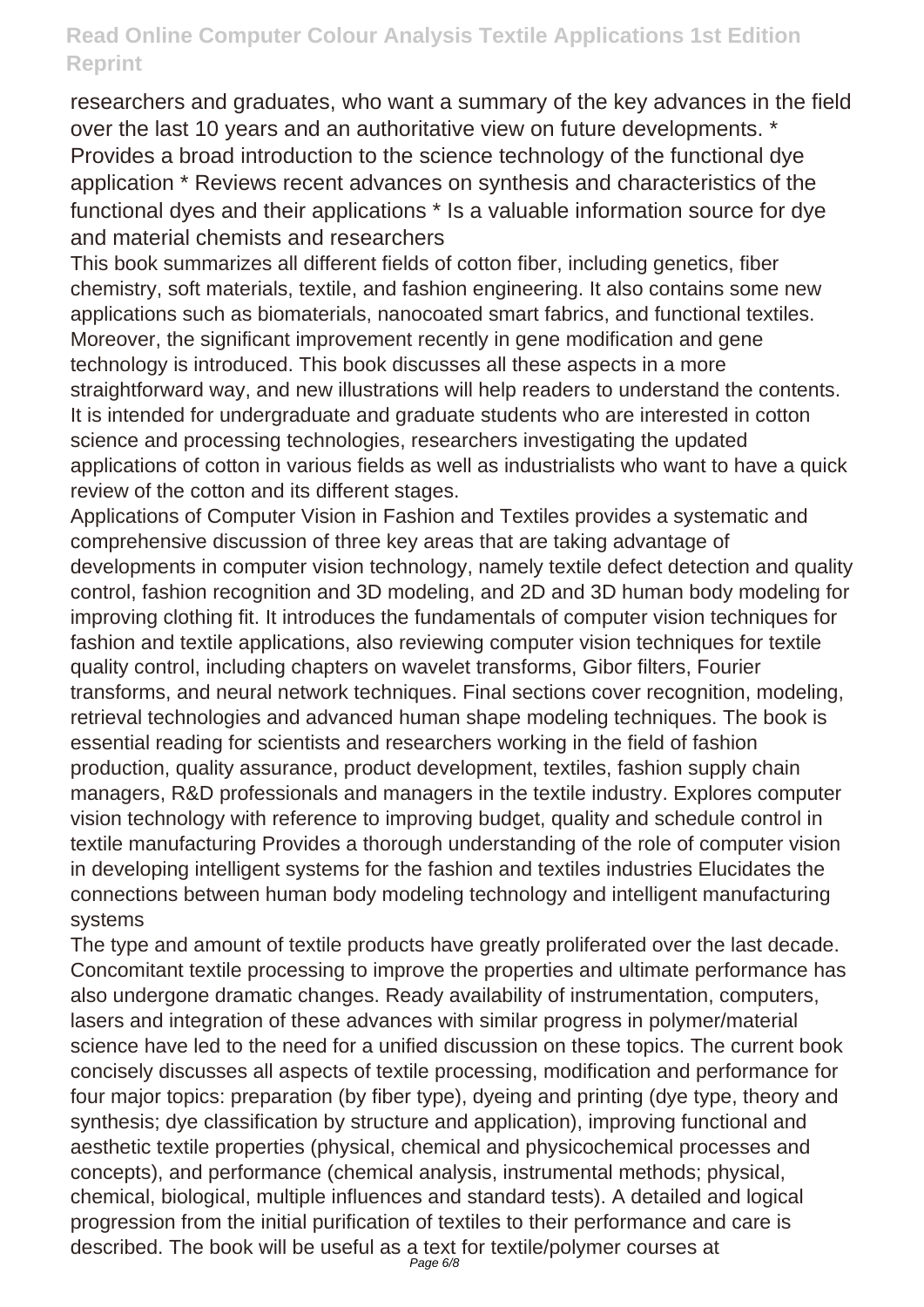researchers and graduates, who want a summary of the key advances in the field over the last 10 years and an authoritative view on future developments. * Provides a broad introduction to the science technology of the functional dye application * Reviews recent advances on synthesis and characteristics of the functional dyes and their applications * Is a valuable information source for dye and material chemists and researchers

This book summarizes all different fields of cotton fiber, including genetics, fiber chemistry, soft materials, textile, and fashion engineering. It also contains some new applications such as biomaterials, nanocoated smart fabrics, and functional textiles. Moreover, the significant improvement recently in gene modification and gene technology is introduced. This book discusses all these aspects in a more straightforward way, and new illustrations will help readers to understand the contents. It is intended for undergraduate and graduate students who are interested in cotton science and processing technologies, researchers investigating the updated applications of cotton in various fields as well as industrialists who want to have a quick review of the cotton and its different stages.

Applications of Computer Vision in Fashion and Textiles provides a systematic and comprehensive discussion of three key areas that are taking advantage of developments in computer vision technology, namely textile defect detection and quality control, fashion recognition and 3D modeling, and 2D and 3D human body modeling for improving clothing fit. It introduces the fundamentals of computer vision techniques for fashion and textile applications, also reviewing computer vision techniques for textile quality control, including chapters on wavelet transforms, Gibor filters, Fourier transforms, and neural network techniques. Final sections cover recognition, modeling, retrieval technologies and advanced human shape modeling techniques. The book is essential reading for scientists and researchers working in the field of fashion production, quality assurance, product development, textiles, fashion supply chain managers, R&D professionals and managers in the textile industry. Explores computer vision technology with reference to improving budget, quality and schedule control in textile manufacturing Provides a thorough understanding of the role of computer vision in developing intelligent systems for the fashion and textiles industries Elucidates the connections between human body modeling technology and intelligent manufacturing systems

The type and amount of textile products have greatly proliferated over the last decade. Concomitant textile processing to improve the properties and ultimate performance has also undergone dramatic changes. Ready availability of instrumentation, computers, lasers and integration of these advances with similar progress in polymer/material science have led to the need for a unified discussion on these topics. The current book concisely discusses all aspects of textile processing, modification and performance for four major topics: preparation (by fiber type), dyeing and printing (dye type, theory and synthesis; dye classification by structure and application), improving functional and aesthetic textile properties (physical, chemical and physicochemical processes and concepts), and performance (chemical analysis, instrumental methods; physical, chemical, biological, multiple influences and standard tests). A detailed and logical progression from the initial purification of textiles to their performance and care is described. The book will be useful as a text for textile/polymer courses at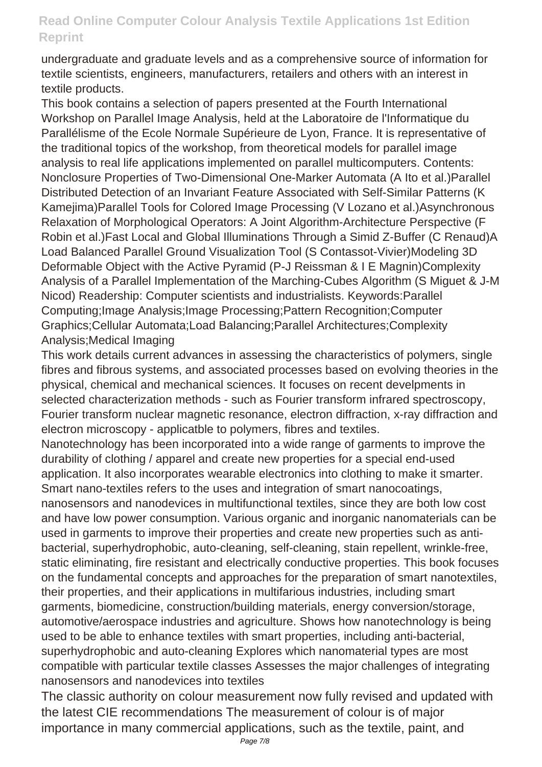undergraduate and graduate levels and as a comprehensive source of information for textile scientists, engineers, manufacturers, retailers and others with an interest in textile products.

This book contains a selection of papers presented at the Fourth International Workshop on Parallel Image Analysis, held at the Laboratoire de l'Informatique du Parallélisme of the Ecole Normale Supérieure de Lyon, France. It is representative of the traditional topics of the workshop, from theoretical models for parallel image analysis to real life applications implemented on parallel multicomputers. Contents: Nonclosure Properties of Two-Dimensional One-Marker Automata (A Ito et al.)Parallel Distributed Detection of an Invariant Feature Associated with Self-Similar Patterns (K Kamejima)Parallel Tools for Colored Image Processing (V Lozano et al.)Asynchronous Relaxation of Morphological Operators: A Joint Algorithm-Architecture Perspective (F Robin et al.)Fast Local and Global Illuminations Through a Simid Z-Buffer (C Renaud)A Load Balanced Parallel Ground Visualization Tool (S Contassot-Vivier)Modeling 3D Deformable Object with the Active Pyramid (P-J Reissman & I E Magnin)Complexity Analysis of a Parallel Implementation of the Marching-Cubes Algorithm (S Miguet & J-M Nicod) Readership: Computer scientists and industrialists. Keywords:Parallel Computing;Image Analysis;Image Processing;Pattern Recognition;Computer Graphics;Cellular Automata;Load Balancing;Parallel Architectures;Complexity Analysis;Medical Imaging

This work details current advances in assessing the characteristics of polymers, single fibres and fibrous systems, and associated processes based on evolving theories in the physical, chemical and mechanical sciences. It focuses on recent develpments in selected characterization methods - such as Fourier transform infrared spectroscopy, Fourier transform nuclear magnetic resonance, electron diffraction, x-ray diffraction and electron microscopy - applicatble to polymers, fibres and textiles.

Nanotechnology has been incorporated into a wide range of garments to improve the durability of clothing / apparel and create new properties for a special end-used application. It also incorporates wearable electronics into clothing to make it smarter. Smart nano-textiles refers to the uses and integration of smart nanocoatings, nanosensors and nanodevices in multifunctional textiles, since they are both low cost and have low power consumption. Various organic and inorganic nanomaterials can be used in garments to improve their properties and create new properties such as anti-bacterial, superhydrophobic, auto-cleaning, self-cleaning, stain repellent, wrinkle-free, static eliminating, fire resistant and electrically conductive properties. This book focuses on the fundamental concepts and approaches for the preparation of smart nanotextiles, their properties, and their applications in multifarious industries, including smart garments, biomedicine, construction/building materials, energy conversion/storage, automotive/aerospace industries and agriculture. Shows how nanotechnology is being used to be able to enhance textiles with smart properties, including anti-bacterial, superhydrophobic and auto-cleaning Explores which nanomaterial types are most compatible with particular textile classes Assesses the major challenges of integrating nanosensors and nanodevices into textiles

The classic authority on colour measurement now fully revised and updated with the latest CIE recommendations The measurement of colour is of major importance in many commercial applications, such as the textile, paint, and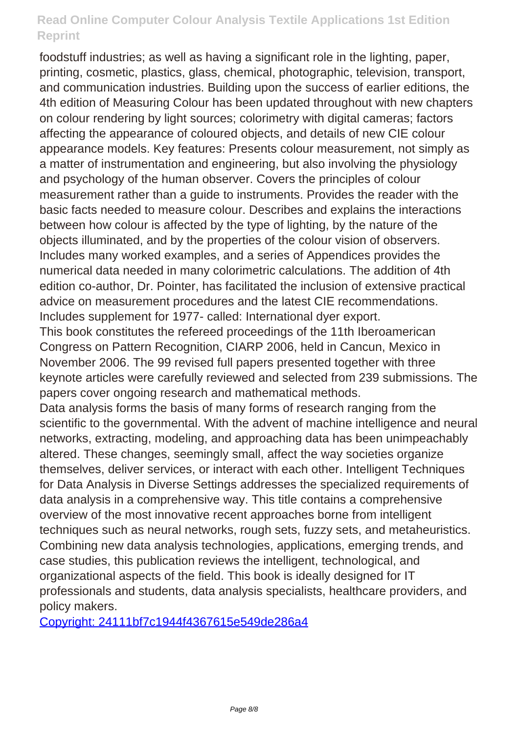foodstuff industries; as well as having a significant role in the lighting, paper, printing, cosmetic, plastics, glass, chemical, photographic, television, transport, and communication industries. Building upon the success of earlier editions, the 4th edition of Measuring Colour has been updated throughout with new chapters on colour rendering by light sources; colorimetry with digital cameras; factors affecting the appearance of coloured objects, and details of new CIE colour appearance models. Key features: Presents colour measurement, not simply as a matter of instrumentation and engineering, but also involving the physiology and psychology of the human observer. Covers the principles of colour measurement rather than a guide to instruments. Provides the reader with the basic facts needed to measure colour. Describes and explains the interactions between how colour is affected by the type of lighting, by the nature of the objects illuminated, and by the properties of the colour vision of observers. Includes many worked examples, and a series of Appendices provides the numerical data needed in many colorimetric calculations. The addition of 4th edition co-author, Dr. Pointer, has facilitated the inclusion of extensive practical advice on measurement procedures and the latest CIE recommendations.
Includes supplement for 1977- called: International dyer export.

This book constitutes the refereed proceedings of the 11th Iberoamerican Congress on Pattern Recognition, CIARP 2006, held in Cancun, Mexico in November 2006. The 99 revised full papers presented together with three keynote articles were carefully reviewed and selected from 239 submissions. The papers cover ongoing research and mathematical methods.

Data analysis forms the basis of many forms of research ranging from the scientific to the governmental. With the advent of machine intelligence and neural networks, extracting, modeling, and approaching data has been unimpeachably altered. These changes, seemingly small, affect the way societies organize themselves, deliver services, or interact with each other. Intelligent Techniques for Data Analysis in Diverse Settings addresses the specialized requirements of data analysis in a comprehensive way. This title contains a comprehensive overview of the most innovative recent approaches borne from intelligent techniques such as neural networks, rough sets, fuzzy sets, and metaheuristics. Combining new data analysis technologies, applications, emerging trends, and case studies, this publication reviews the intelligent, technological, and organizational aspects of the field. This book is ideally designed for IT professionals and students, data analysis specialists, healthcare providers, and policy makers.

Copyright: 24111bf7c1944f4367615e549de286a4